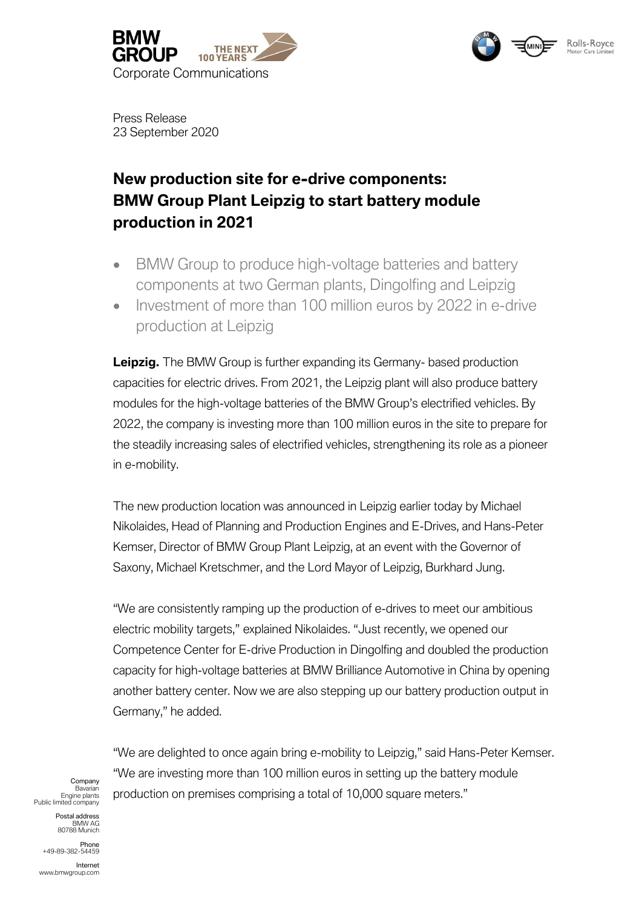Corporate Communications

Press Release
23 September 2020

# New production site for e-drive components: BMW Group Plant Leipzig to start battery module production in 2021

- BMW Group to produce high-voltage batteries and battery components at two German plants, Dingolfing and Leipzig
- Investment of more than 100 million euros by 2022 in e-drive production at Leipzig

**Leipzig.** The BMW Group is further expanding its Germany- based production capacities for electric drives. From 2021, the Leipzig plant will also produce battery modules for the high-voltage batteries of the BMW Group's electrified vehicles. By 2022, the company is investing more than 100 million euros in the site to prepare for the steadily increasing sales of electrified vehicles, strengthening its role as a pioneer in e-mobility.

The new production location was announced in Leipzig earlier today by Michael Nikolaides, Head of Planning and Production Engines and E-Drives, and Hans-Peter Kemser, Director of BMW Group Plant Leipzig, at an event with the Governor of Saxony, Michael Kretschmer, and the Lord Mayor of Leipzig, Burkhard Jung.

"We are consistently ramping up the production of e-drives to meet our ambitious electric mobility targets," explained Nikolaides. "Just recently, we opened our Competence Center for E-drive Production in Dingolfing and doubled the production capacity for high-voltage batteries at BMW Brilliance Automotive in China by opening another battery center. Now we are also stepping up our battery production output in Germany," he added.

"We are delighted to once again bring e-mobility to Leipzig," said Hans-Peter Kemser. "We are investing more than 100 million euros in setting up the battery module production on premises comprising a total of 10,000 square meters."

Company
Bavarian
Engine plants
Public limited company

Postal address
BMW AG
80788 Munich

Phone
+49-89-382-54459

Internet
www.bmwgroup.com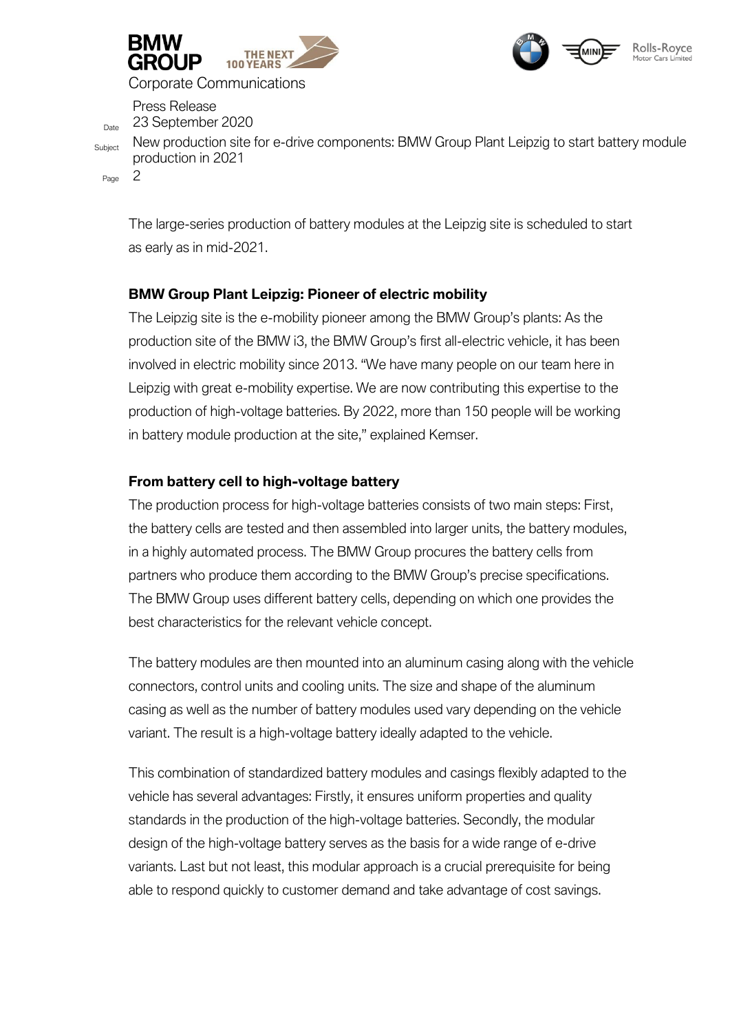The large-series production of battery modules at the Leipzig site is scheduled to start as early as in mid-2021.

**BMW Group Plant Leipzig: Pioneer of electric mobility**

The Leipzig site is the e-mobility pioneer among the BMW Group's plants: As the production site of the BMW i3, the BMW Group's first all-electric vehicle, it has been involved in electric mobility since 2013. "We have many people on our team here in Leipzig with great e-mobility expertise. We are now contributing this expertise to the production of high-voltage batteries. By 2022, more than 150 people will be working in battery module production at the site," explained Kemser.

**From battery cell to high-voltage battery**

The production process for high-voltage batteries consists of two main steps: First, the battery cells are tested and then assembled into larger units, the battery modules, in a highly automated process. The BMW Group procures the battery cells from partners who produce them according to the BMW Group's precise specifications. The BMW Group uses different battery cells, depending on which one provides the best characteristics for the relevant vehicle concept.

The battery modules are then mounted into an aluminum casing along with the vehicle connectors, control units and cooling units. The size and shape of the aluminum casing as well as the number of battery modules used vary depending on the vehicle variant. The result is a high-voltage battery ideally adapted to the vehicle.

This combination of standardized battery modules and casings flexibly adapted to the vehicle has several advantages: Firstly, it ensures uniform properties and quality standards in the production of the high-voltage batteries. Secondly, the modular design of the high-voltage battery serves as the basis for a wide range of e-drive variants. Last but not least, this modular approach is a crucial prerequisite for being able to respond quickly to customer demand and take advantage of cost savings.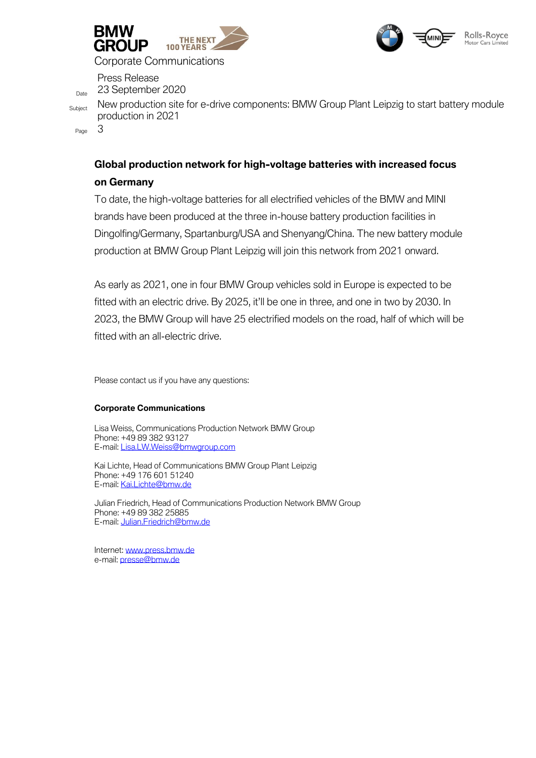## Global production network for high-voltage batteries with increased focus on Germany

To date, the high-voltage batteries for all electrified vehicles of the BMW and MINI brands have been produced at the three in-house battery production facilities in Dingolfing/Germany, Spartanburg/USA and Shenyang/China. The new battery module production at BMW Group Plant Leipzig will join this network from 2021 onward.

As early as 2021, one in four BMW Group vehicles sold in Europe is expected to be fitted with an electric drive. By 2025, it'll be one in three, and one in two by 2030. In 2023, the BMW Group will have 25 electrified models on the road, half of which will be fitted with an all-electric drive.

Please contact us if you have any questions:

**Corporate Communications**

Lisa Weiss, Communications Production Network BMW Group
Phone: +49 89 382 93127
E-mail: Lisa.LW.Weiss@bmwgroup.com

Kai Lichte, Head of Communications BMW Group Plant Leipzig
Phone: +49 176 601 51240
E-mail: Kai.Lichte@bmw.de

Julian Friedrich, Head of Communications Production Network BMW Group
Phone: +49 89 382 25885
E-mail: Julian.Friedrich@bmw.de

Internet: www.press.bmw.de
e-mail: presse@bmw.de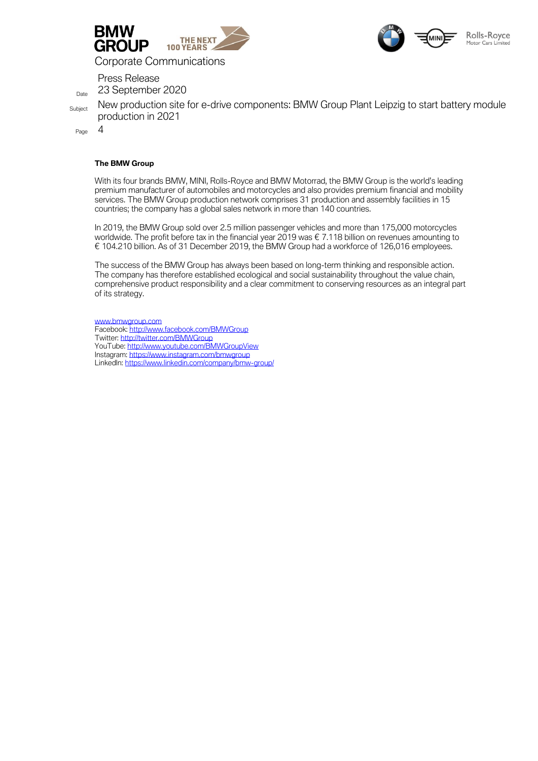### The BMW Group

With its four brands BMW, MINI, Rolls-Royce and BMW Motorrad, the BMW Group is the world's leading premium manufacturer of automobiles and motorcycles and also provides premium financial and mobility services. The BMW Group production network comprises 31 production and assembly facilities in 15 countries; the company has a global sales network in more than 140 countries.

In 2019, the BMW Group sold over 2.5 million passenger vehicles and more than 175,000 motorcycles worldwide. The profit before tax in the financial year 2019 was € 7.118 billion on revenues amounting to € 104.210 billion. As of 31 December 2019, the BMW Group had a workforce of 126,016 employees.

The success of the BMW Group has always been based on long-term thinking and responsible action. The company has therefore established ecological and social sustainability throughout the value chain, comprehensive product responsibility and a clear commitment to conserving resources as an integral part of its strategy.

www.bmwgroup.com
Facebook: http://www.facebook.com/BMWGroup
Twitter: http://twitter.com/BMWGroup
YouTube: http://www.youtube.com/BMWGroupView
Instagram: https://www.instagram.com/bmwgroup
LinkedIn: https://www.linkedin.com/company/bmw-group/